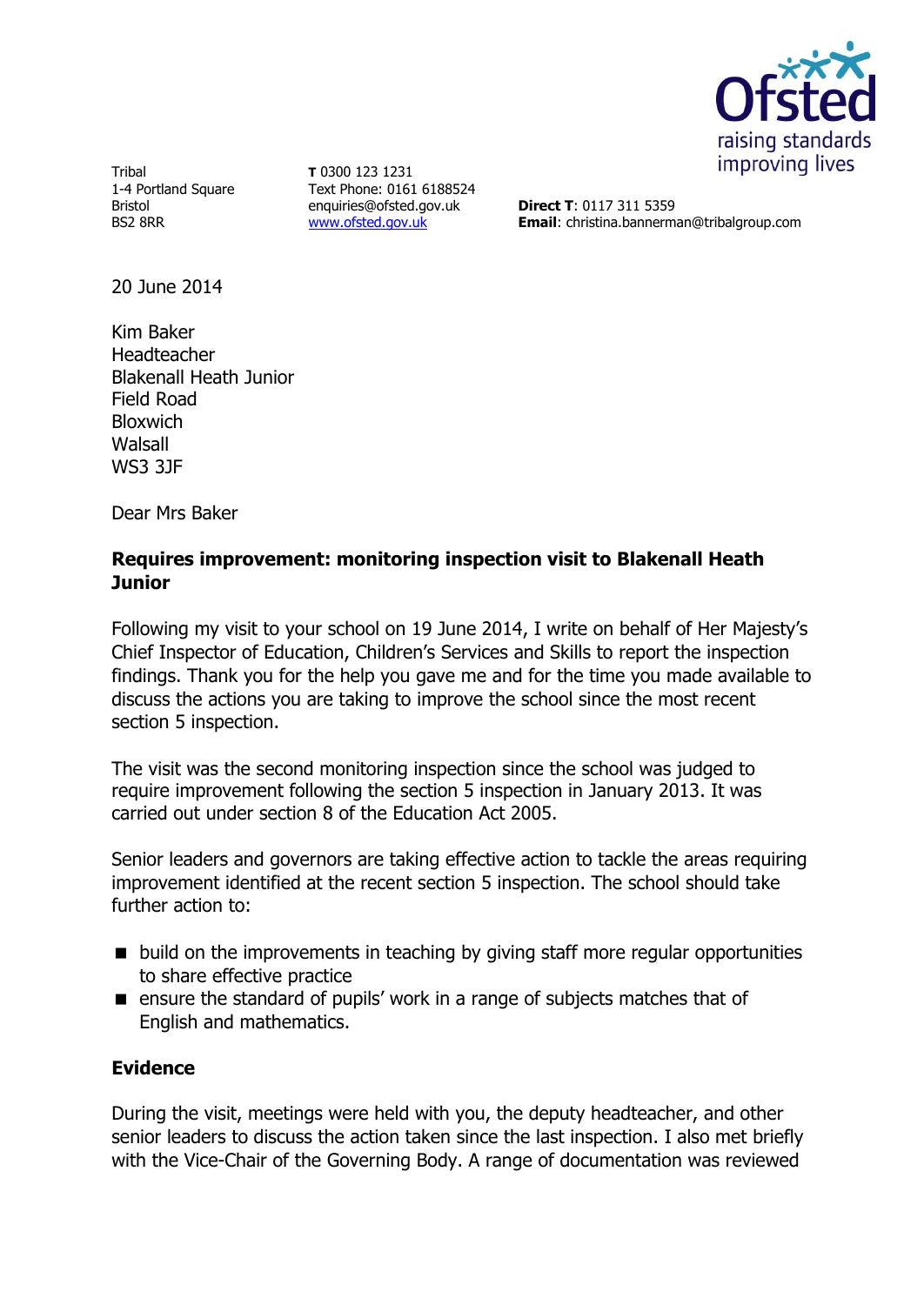Tribal
1-4 Portland Square
Bristol
BS2 8RR

**T** 0300 123 1231
Text Phone: 0161 6188524
enquiries@ofsted.gov.uk
www.ofsted.gov.uk

**Direct T**: 0117 311 5359
**Email**: christina.bannerman@tribalgroup.com

20 June 2014

Kim Baker
Headteacher
Blakenall Heath Junior
Field Road
Bloxwich
Walsall
WS3 3JF

Dear Mrs Baker

**Requires improvement: monitoring inspection visit to Blakenall Heath Junior**

Following my visit to your school on 19 June 2014, I write on behalf of Her Majesty's Chief Inspector of Education, Children's Services and Skills to report the inspection findings. Thank you for the help you gave me and for the time you made available to discuss the actions you are taking to improve the school since the most recent section 5 inspection.

The visit was the second monitoring inspection since the school was judged to require improvement following the section 5 inspection in January 2013. It was carried out under section 8 of the Education Act 2005.

Senior leaders and governors are taking effective action to tackle the areas requiring improvement identified at the recent section 5 inspection. The school should take further action to:

- build on the improvements in teaching by giving staff more regular opportunities to share effective practice
- ensure the standard of pupils' work in a range of subjects matches that of English and mathematics.

**Evidence**

During the visit, meetings were held with you, the deputy headteacher, and other senior leaders to discuss the action taken since the last inspection. I also met briefly with the Vice-Chair of the Governing Body. A range of documentation was reviewed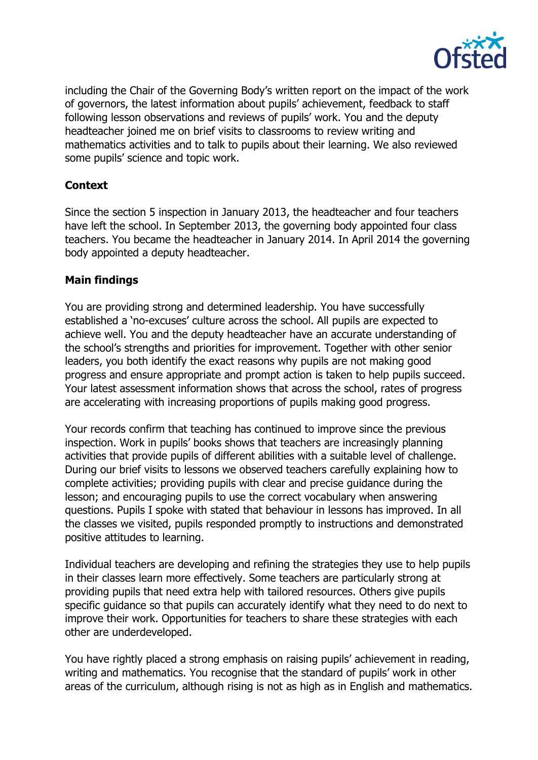including the Chair of the Governing Body's written report on the impact of the work of governors, the latest information about pupils' achievement, feedback to staff following lesson observations and reviews of pupils' work. You and the deputy headteacher joined me on brief visits to classrooms to review writing and mathematics activities and to talk to pupils about their learning. We also reviewed some pupils' science and topic work.

**Context**

Since the section 5 inspection in January 2013, the headteacher and four teachers have left the school. In September 2013, the governing body appointed four class teachers. You became the headteacher in January 2014. In April 2014 the governing body appointed a deputy headteacher.

**Main findings**

You are providing strong and determined leadership. You have successfully established a 'no-excuses' culture across the school. All pupils are expected to achieve well. You and the deputy headteacher have an accurate understanding of the school's strengths and priorities for improvement. Together with other senior leaders, you both identify the exact reasons why pupils are not making good progress and ensure appropriate and prompt action is taken to help pupils succeed. Your latest assessment information shows that across the school, rates of progress are accelerating with increasing proportions of pupils making good progress.

Your records confirm that teaching has continued to improve since the previous inspection. Work in pupils' books shows that teachers are increasingly planning activities that provide pupils of different abilities with a suitable level of challenge. During our brief visits to lessons we observed teachers carefully explaining how to complete activities; providing pupils with clear and precise guidance during the lesson; and encouraging pupils to use the correct vocabulary when answering questions. Pupils I spoke with stated that behaviour in lessons has improved. In all the classes we visited, pupils responded promptly to instructions and demonstrated positive attitudes to learning.

Individual teachers are developing and refining the strategies they use to help pupils in their classes learn more effectively. Some teachers are particularly strong at providing pupils that need extra help with tailored resources. Others give pupils specific guidance so that pupils can accurately identify what they need to do next to improve their work. Opportunities for teachers to share these strategies with each other are underdeveloped.

You have rightly placed a strong emphasis on raising pupils' achievement in reading, writing and mathematics. You recognise that the standard of pupils' work in other areas of the curriculum, although rising is not as high as in English and mathematics.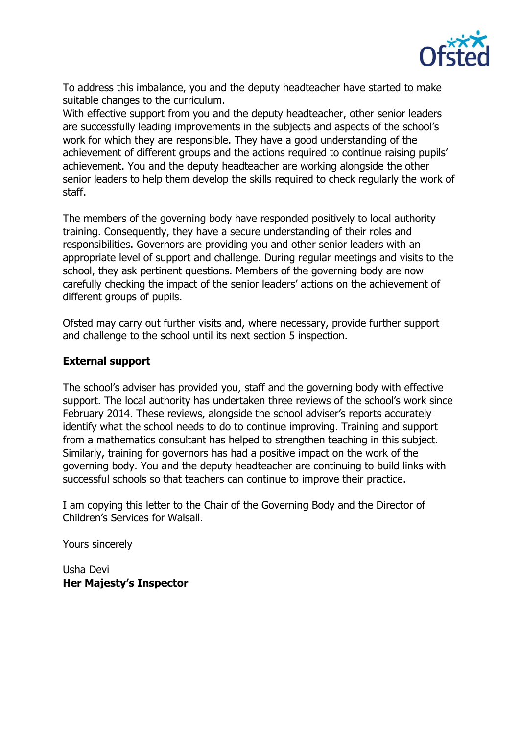To address this imbalance, you and the deputy headteacher have started to make suitable changes to the curriculum.
With effective support from you and the deputy headteacher, other senior leaders are successfully leading improvements in the subjects and aspects of the school's work for which they are responsible. They have a good understanding of the achievement of different groups and the actions required to continue raising pupils' achievement. You and the deputy headteacher are working alongside the other senior leaders to help them develop the skills required to check regularly the work of staff.

The members of the governing body have responded positively to local authority training. Consequently, they have a secure understanding of their roles and responsibilities. Governors are providing you and other senior leaders with an appropriate level of support and challenge. During regular meetings and visits to the school, they ask pertinent questions. Members of the governing body are now carefully checking the impact of the senior leaders' actions on the achievement of different groups of pupils.

Ofsted may carry out further visits and, where necessary, provide further support and challenge to the school until its next section 5 inspection.

**External support**

The school's adviser has provided you, staff and the governing body with effective support. The local authority has undertaken three reviews of the school's work since February 2014. These reviews, alongside the school adviser's reports accurately identify what the school needs to do to continue improving. Training and support from a mathematics consultant has helped to strengthen teaching in this subject. Similarly, training for governors has had a positive impact on the work of the governing body. You and the deputy headteacher are continuing to build links with successful schools so that teachers can continue to improve their practice.

I am copying this letter to the Chair of the Governing Body and the Director of Children's Services for Walsall.

Yours sincerely

Usha Devi
**Her Majesty's Inspector**